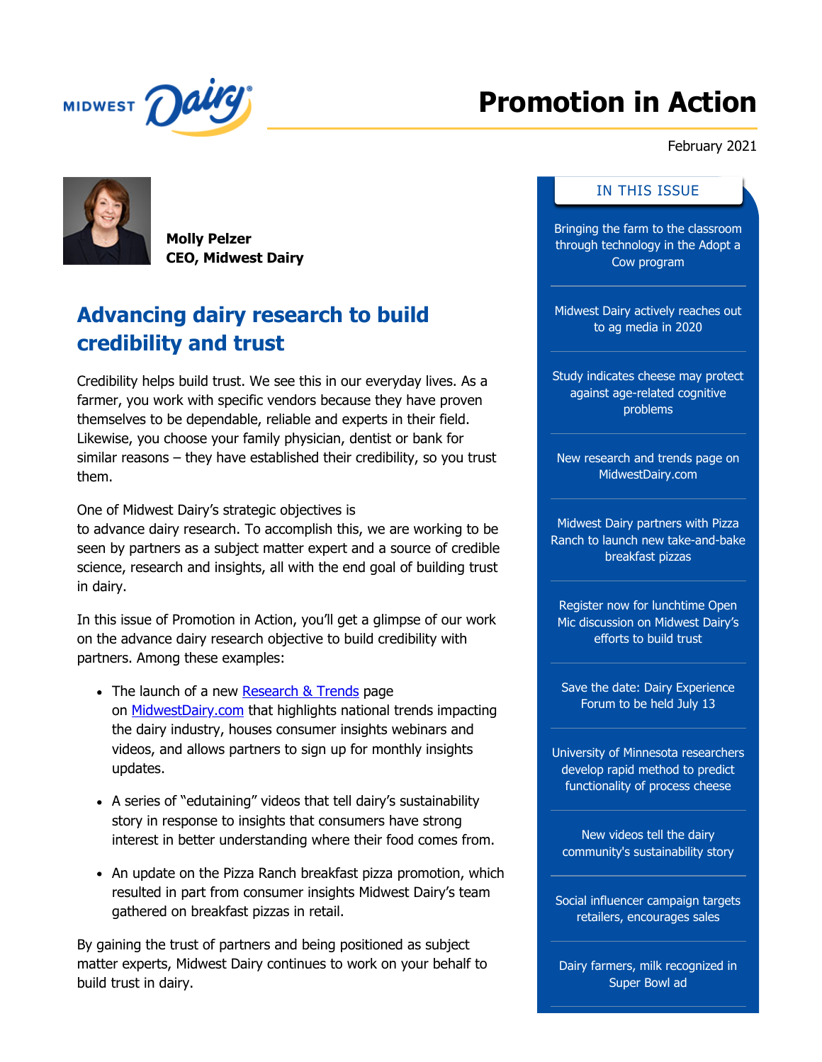# Promotion in Action

February 2021

**Molly Pelzer**
**CEO, Midwest Dairy**

## Advancing dairy research to build credibility and trust

Credibility helps build trust. We see this in our everyday lives. As a farmer, you work with specific vendors because they have proven themselves to be dependable, reliable and experts in their field. Likewise, you choose your family physician, dentist or bank for similar reasons – they have established their credibility, so you trust them.

One of Midwest Dairy's strategic objectives is to advance dairy research. To accomplish this, we are working to be seen by partners as a subject matter expert and a source of credible science, research and insights, all with the end goal of building trust in dairy.

In this issue of Promotion in Action, you'll get a glimpse of our work on the advance dairy research objective to build credibility with partners. Among these examples:

- The launch of a new Research & Trends page on MidwestDairy.com that highlights national trends impacting the dairy industry, houses consumer insights webinars and videos, and allows partners to sign up for monthly insights updates.
- A series of "edutaining" videos that tell dairy's sustainability story in response to insights that consumers have strong interest in better understanding where their food comes from.
- An update on the Pizza Ranch breakfast pizza promotion, which resulted in part from consumer insights Midwest Dairy's team gathered on breakfast pizzas in retail.

By gaining the trust of partners and being positioned as subject matter experts, Midwest Dairy continues to work on your behalf to build trust in dairy.

### IN THIS ISSUE

- Bringing the farm to the classroom through technology in the Adopt a Cow program
- Midwest Dairy actively reaches out to ag media in 2020
- Study indicates cheese may protect against age-related cognitive problems
- New research and trends page on MidwestDairy.com
- Midwest Dairy partners with Pizza Ranch to launch new take-and-bake breakfast pizzas
- Register now for lunchtime Open Mic discussion on Midwest Dairy's efforts to build trust
- Save the date: Dairy Experience Forum to be held July 13
- University of Minnesota researchers develop rapid method to predict functionality of process cheese
- New videos tell the dairy community's sustainability story
- Social influencer campaign targets retailers, encourages sales
- Dairy farmers, milk recognized in Super Bowl ad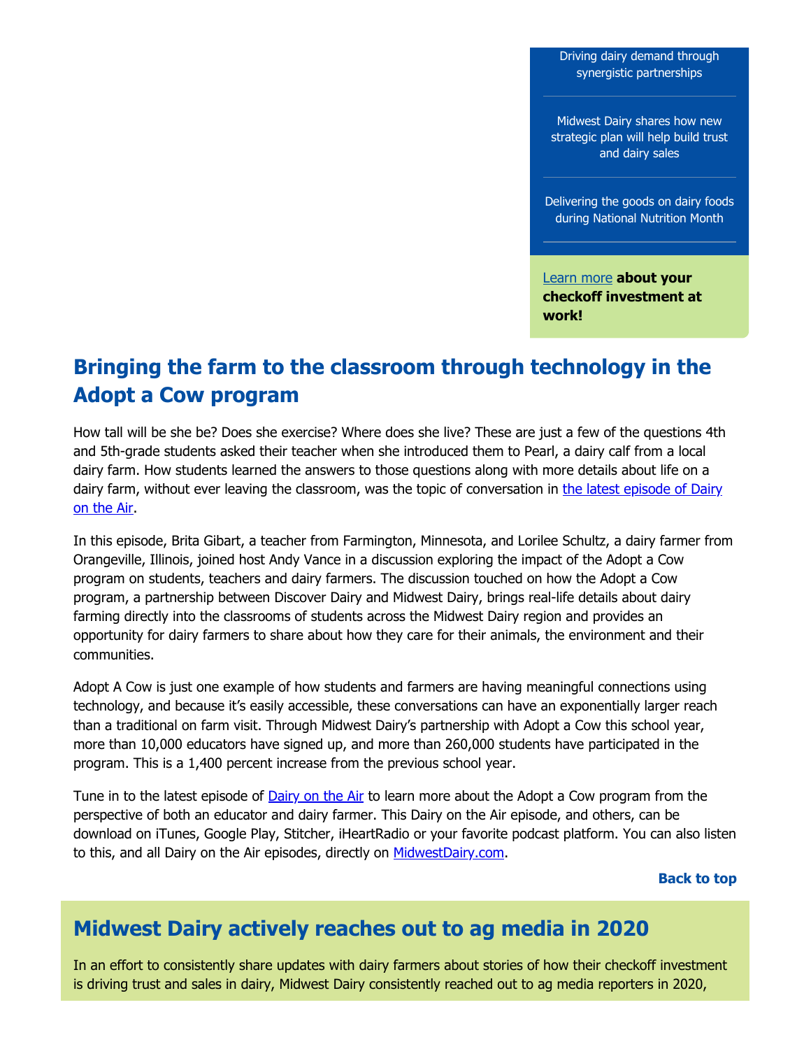Driving dairy demand through synergistic partnerships

Midwest Dairy shares how new strategic plan will help build trust and dairy sales

Delivering the goods on dairy foods during National Nutrition Month

[Learn more](#) **about your checkoff investment at work!**

## Bringing the farm to the classroom through technology in the Adopt a Cow program

How tall will be she be? Does she exercise? Where does she live? These are just a few of the questions 4th and 5th-grade students asked their teacher when she introduced them to Pearl, a dairy calf from a local dairy farm. How students learned the answers to those questions along with more details about life on a dairy farm, without ever leaving the classroom, was the topic of conversation in [the latest episode of Dairy on the Air](#).

In this episode, Brita Gibart, a teacher from Farmington, Minnesota, and Lorilee Schultz, a dairy farmer from Orangeville, Illinois, joined host Andy Vance in a discussion exploring the impact of the Adopt a Cow program on students, teachers and dairy farmers. The discussion touched on how the Adopt a Cow program, a partnership between Discover Dairy and Midwest Dairy, brings real-life details about dairy farming directly into the classrooms of students across the Midwest Dairy region and provides an opportunity for dairy farmers to share about how they care for their animals, the environment and their communities.

Adopt A Cow is just one example of how students and farmers are having meaningful connections using technology, and because it's easily accessible, these conversations can have an exponentially larger reach than a traditional on farm visit. Through Midwest Dairy's partnership with Adopt a Cow this school year, more than 10,000 educators have signed up, and more than 260,000 students have participated in the program. This is a 1,400 percent increase from the previous school year.

Tune in to the latest episode of [Dairy on the Air](#) to learn more about the Adopt a Cow program from the perspective of both an educator and dairy farmer. This Dairy on the Air episode, and others, can be download on iTunes, Google Play, Stitcher, iHeartRadio or your favorite podcast platform. You can also listen to this, and all Dairy on the Air episodes, directly on [MidwestDairy.com](#).

**Back to top**

## Midwest Dairy actively reaches out to ag media in 2020

In an effort to consistently share updates with dairy farmers about stories of how their checkoff investment is driving trust and sales in dairy, Midwest Dairy consistently reached out to ag media reporters in 2020,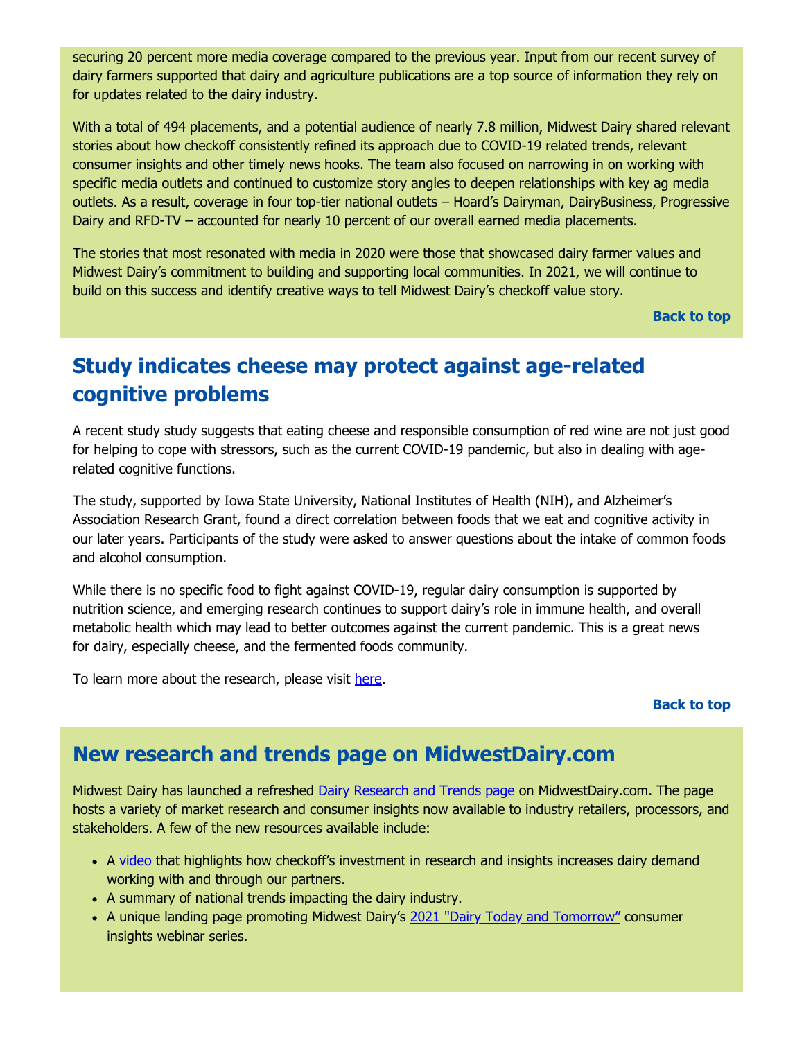securing 20 percent more media coverage compared to the previous year. Input from our recent survey of dairy farmers supported that dairy and agriculture publications are a top source of information they rely on for updates related to the dairy industry.

With a total of 494 placements, and a potential audience of nearly 7.8 million, Midwest Dairy shared relevant stories about how checkoff consistently refined its approach due to COVID-19 related trends, relevant consumer insights and other timely news hooks. The team also focused on narrowing in on working with specific media outlets and continued to customize story angles to deepen relationships with key ag media outlets. As a result, coverage in four top-tier national outlets – Hoard's Dairyman, DairyBusiness, Progressive Dairy and RFD-TV – accounted for nearly 10 percent of our overall earned media placements.

The stories that most resonated with media in 2020 were those that showcased dairy farmer values and Midwest Dairy's commitment to building and supporting local communities. In 2021, we will continue to build on this success and identify creative ways to tell Midwest Dairy's checkoff value story.

**Back to top**

## Study indicates cheese may protect against age-related cognitive problems

A recent study study suggests that eating cheese and responsible consumption of red wine are not just good for helping to cope with stressors, such as the current COVID-19 pandemic, but also in dealing with age-related cognitive functions.

The study, supported by Iowa State University, National Institutes of Health (NIH), and Alzheimer's Association Research Grant, found a direct correlation between foods that we eat and cognitive activity in our later years. Participants of the study were asked to answer questions about the intake of common foods and alcohol consumption.

While there is no specific food to fight against COVID-19, regular dairy consumption is supported by nutrition science, and emerging research continues to support dairy's role in immune health, and overall metabolic health which may lead to better outcomes against the current pandemic. This is a great news for dairy, especially cheese, and the fermented foods community.

To learn more about the research, please visit here.

**Back to top**

## New research and trends page on MidwestDairy.com

Midwest Dairy has launched a refreshed Dairy Research and Trends page on MidwestDairy.com. The page hosts a variety of market research and consumer insights now available to industry retailers, processors, and stakeholders. A few of the new resources available include:

- A video that highlights how checkoff's investment in research and insights increases dairy demand working with and through our partners.
- A summary of national trends impacting the dairy industry.
- A unique landing page promoting Midwest Dairy's 2021 "Dairy Today and Tomorrow" consumer insights webinar series.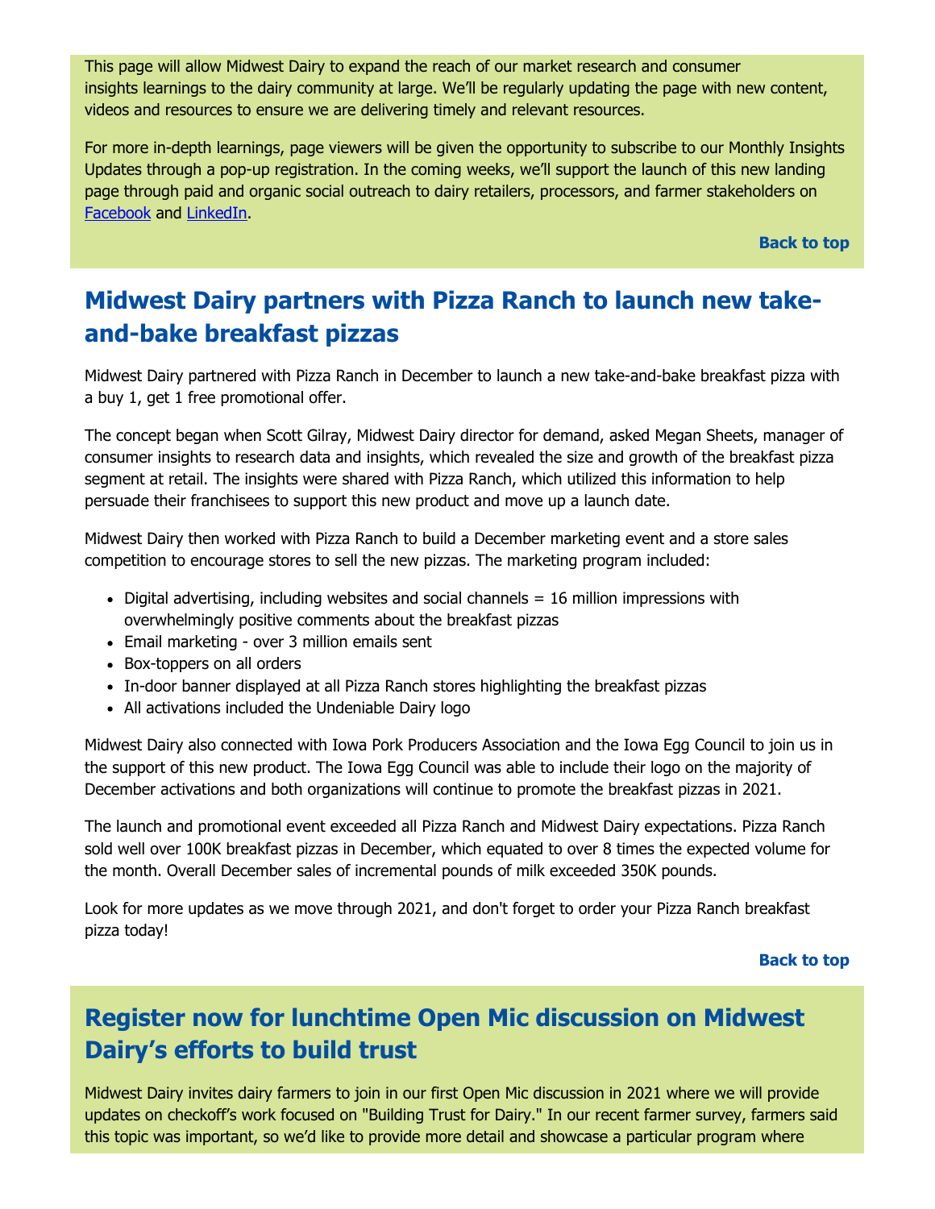This page will allow Midwest Dairy to expand the reach of our market research and consumer insights learnings to the dairy community at large. We'll be regularly updating the page with new content, videos and resources to ensure we are delivering timely and relevant resources.

For more in-depth learnings, page viewers will be given the opportunity to subscribe to our Monthly Insights Updates through a pop-up registration. In the coming weeks, we'll support the launch of this new landing page through paid and organic social outreach to dairy retailers, processors, and farmer stakeholders on Facebook and LinkedIn.

**Back to top**

## Midwest Dairy partners with Pizza Ranch to launch new take-and-bake breakfast pizzas

Midwest Dairy partnered with Pizza Ranch in December to launch a new take-and-bake breakfast pizza with a buy 1, get 1 free promotional offer.

The concept began when Scott Gilray, Midwest Dairy director for demand, asked Megan Sheets, manager of consumer insights to research data and insights, which revealed the size and growth of the breakfast pizza segment at retail. The insights were shared with Pizza Ranch, which utilized this information to help persuade their franchisees to support this new product and move up a launch date.

Midwest Dairy then worked with Pizza Ranch to build a December marketing event and a store sales competition to encourage stores to sell the new pizzas. The marketing program included:

- Digital advertising, including websites and social channels = 16 million impressions with overwhelmingly positive comments about the breakfast pizzas
- Email marketing - over 3 million emails sent
- Box-toppers on all orders
- In-door banner displayed at all Pizza Ranch stores highlighting the breakfast pizzas
- All activations included the Undeniable Dairy logo

Midwest Dairy also connected with Iowa Pork Producers Association and the Iowa Egg Council to join us in the support of this new product. The Iowa Egg Council was able to include their logo on the majority of December activations and both organizations will continue to promote the breakfast pizzas in 2021.

The launch and promotional event exceeded all Pizza Ranch and Midwest Dairy expectations. Pizza Ranch sold well over 100K breakfast pizzas in December, which equated to over 8 times the expected volume for the month. Overall December sales of incremental pounds of milk exceeded 350K pounds.

Look for more updates as we move through 2021, and don't forget to order your Pizza Ranch breakfast pizza today!

**Back to top**

## Register now for lunchtime Open Mic discussion on Midwest Dairy's efforts to build trust

Midwest Dairy invites dairy farmers to join in our first Open Mic discussion in 2021 where we will provide updates on checkoff's work focused on "Building Trust for Dairy." In our recent farmer survey, farmers said this topic was important, so we'd like to provide more detail and showcase a particular program where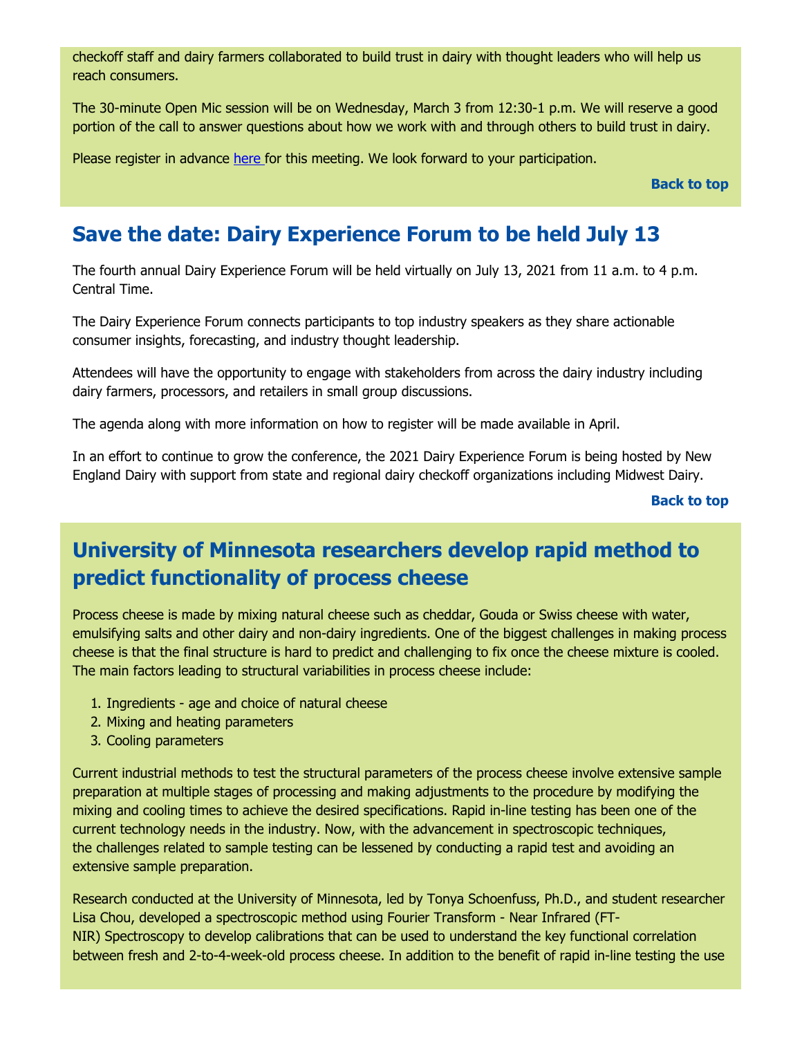checkoff staff and dairy farmers collaborated to build trust in dairy with thought leaders who will help us reach consumers.

The 30-minute Open Mic session will be on Wednesday, March 3 from 12:30-1 p.m. We will reserve a good portion of the call to answer questions about how we work with and through others to build trust in dairy.

Please register in advance here for this meeting. We look forward to your participation.

**Back to top**

## Save the date: Dairy Experience Forum to be held July 13

The fourth annual Dairy Experience Forum will be held virtually on July 13, 2021 from 11 a.m. to 4 p.m. Central Time.

The Dairy Experience Forum connects participants to top industry speakers as they share actionable consumer insights, forecasting, and industry thought leadership.

Attendees will have the opportunity to engage with stakeholders from across the dairy industry including dairy farmers, processors, and retailers in small group discussions.

The agenda along with more information on how to register will be made available in April.

In an effort to continue to grow the conference, the 2021 Dairy Experience Forum is being hosted by New England Dairy with support from state and regional dairy checkoff organizations including Midwest Dairy.

**Back to top**

## University of Minnesota researchers develop rapid method to predict functionality of process cheese

Process cheese is made by mixing natural cheese such as cheddar, Gouda or Swiss cheese with water, emulsifying salts and other dairy and non-dairy ingredients. One of the biggest challenges in making process cheese is that the final structure is hard to predict and challenging to fix once the cheese mixture is cooled. The main factors leading to structural variabilities in process cheese include:

1. Ingredients - age and choice of natural cheese
2. Mixing and heating parameters
3. Cooling parameters

Current industrial methods to test the structural parameters of the process cheese involve extensive sample preparation at multiple stages of processing and making adjustments to the procedure by modifying the mixing and cooling times to achieve the desired specifications. Rapid in-line testing has been one of the current technology needs in the industry. Now, with the advancement in spectroscopic techniques, the challenges related to sample testing can be lessened by conducting a rapid test and avoiding an extensive sample preparation.

Research conducted at the University of Minnesota, led by Tonya Schoenfuss, Ph.D., and student researcher Lisa Chou, developed a spectroscopic method using Fourier Transform - Near Infrared (FT-NIR) Spectroscopy to develop calibrations that can be used to understand the key functional correlation between fresh and 2-to-4-week-old process cheese. In addition to the benefit of rapid in-line testing the use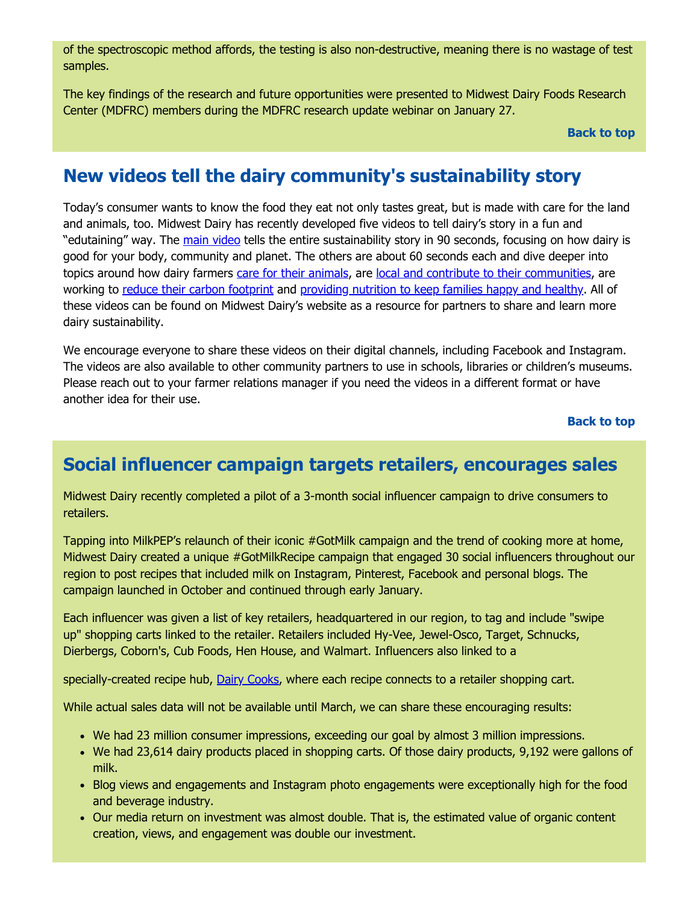of the spectroscopic method affords, the testing is also non-destructive, meaning there is no wastage of test samples.

The key findings of the research and future opportunities were presented to Midwest Dairy Foods Research Center (MDFRC) members during the MDFRC research update webinar on January 27.

**Back to top**

## New videos tell the dairy community's sustainability story

Today's consumer wants to know the food they eat not only tastes great, but is made with care for the land and animals, too. Midwest Dairy has recently developed five videos to tell dairy's story in a fun and "edutaining" way. The main video tells the entire sustainability story in 90 seconds, focusing on how dairy is good for your body, community and planet. The others are about 60 seconds each and dive deeper into topics around how dairy farmers care for their animals, are local and contribute to their communities, are working to reduce their carbon footprint and providing nutrition to keep families happy and healthy. All of these videos can be found on Midwest Dairy's website as a resource for partners to share and learn more dairy sustainability.

We encourage everyone to share these videos on their digital channels, including Facebook and Instagram. The videos are also available to other community partners to use in schools, libraries or children's museums. Please reach out to your farmer relations manager if you need the videos in a different format or have another idea for their use.

**Back to top**

## Social influencer campaign targets retailers, encourages sales

Midwest Dairy recently completed a pilot of a 3-month social influencer campaign to drive consumers to retailers.

Tapping into MilkPEP's relaunch of their iconic #GotMilk campaign and the trend of cooking more at home, Midwest Dairy created a unique #GotMilkRecipe campaign that engaged 30 social influencers throughout our region to post recipes that included milk on Instagram, Pinterest, Facebook and personal blogs. The campaign launched in October and continued through early January.

Each influencer was given a list of key retailers, headquartered in our region, to tag and include "swipe up" shopping carts linked to the retailer. Retailers included Hy-Vee, Jewel-Osco, Target, Schnucks, Dierbergs, Coborn's, Cub Foods, Hen House, and Walmart. Influencers also linked to a specially-created recipe hub, Dairy Cooks, where each recipe connects to a retailer shopping cart.

While actual sales data will not be available until March, we can share these encouraging results:

- We had 23 million consumer impressions, exceeding our goal by almost 3 million impressions.
- We had 23,614 dairy products placed in shopping carts. Of those dairy products, 9,192 were gallons of milk.
- Blog views and engagements and Instagram photo engagements were exceptionally high for the food and beverage industry.
- Our media return on investment was almost double. That is, the estimated value of organic content creation, views, and engagement was double our investment.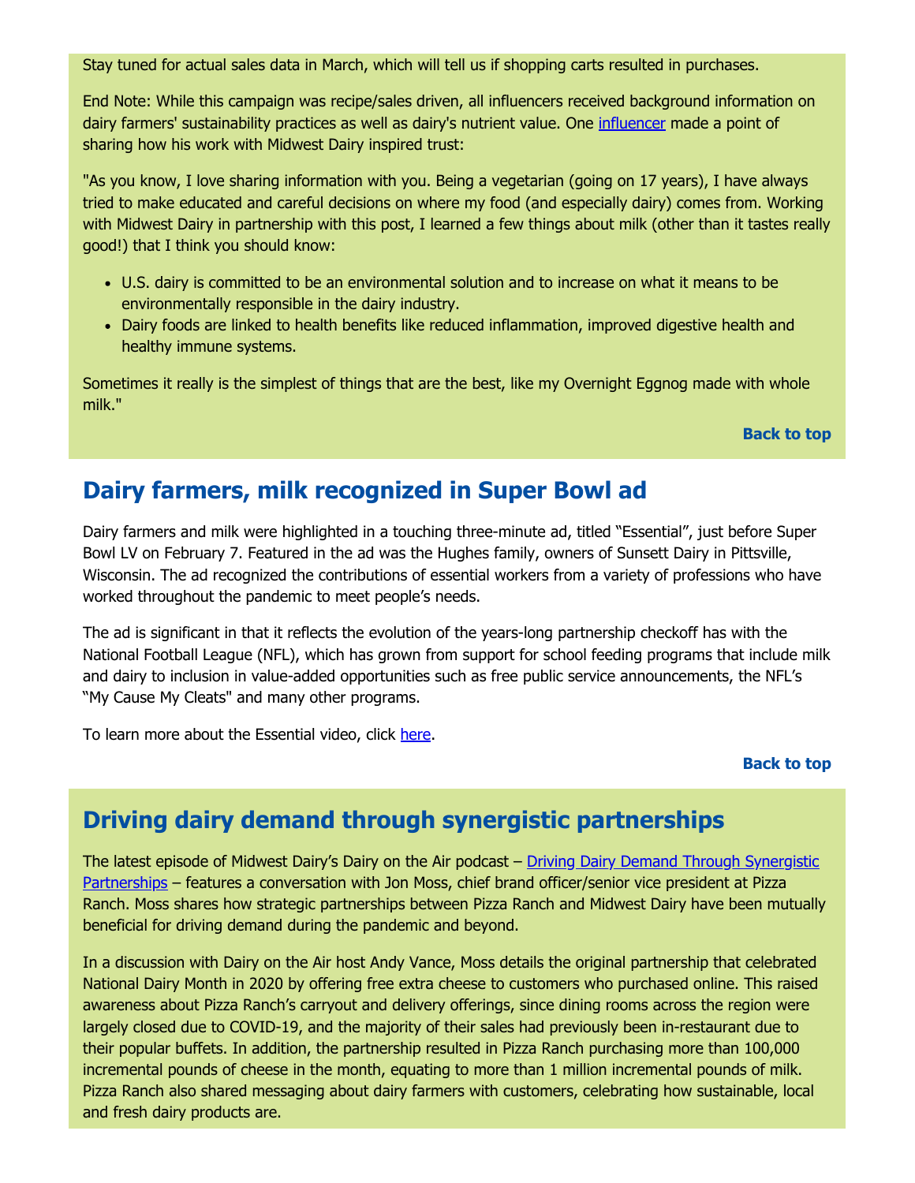Stay tuned for actual sales data in March, which will tell us if shopping carts resulted in purchases.

End Note: While this campaign was recipe/sales driven, all influencers received background information on dairy farmers' sustainability practices as well as dairy's nutrient value. One influencer made a point of sharing how his work with Midwest Dairy inspired trust:

"As you know, I love sharing information with you. Being a vegetarian (going on 17 years), I have always tried to make educated and careful decisions on where my food (and especially dairy) comes from. Working with Midwest Dairy in partnership with this post, I learned a few things about milk (other than it tastes really good!) that I think you should know:

- U.S. dairy is committed to be an environmental solution and to increase on what it means to be environmentally responsible in the dairy industry.
- Dairy foods are linked to health benefits like reduced inflammation, improved digestive health and healthy immune systems.

Sometimes it really is the simplest of things that are the best, like my Overnight Eggnog made with whole milk."

**Back to top**

## Dairy farmers, milk recognized in Super Bowl ad

Dairy farmers and milk were highlighted in a touching three-minute ad, titled "Essential", just before Super Bowl LV on February 7. Featured in the ad was the Hughes family, owners of Sunsett Dairy in Pittsville, Wisconsin. The ad recognized the contributions of essential workers from a variety of professions who have worked throughout the pandemic to meet people's needs.

The ad is significant in that it reflects the evolution of the years-long partnership checkoff has with the National Football League (NFL), which has grown from support for school feeding programs that include milk and dairy to inclusion in value-added opportunities such as free public service announcements, the NFL's "My Cause My Cleats" and many other programs.

To learn more about the Essential video, click here.

**Back to top**

## Driving dairy demand through synergistic partnerships

The latest episode of Midwest Dairy's Dairy on the Air podcast – Driving Dairy Demand Through Synergistic Partnerships – features a conversation with Jon Moss, chief brand officer/senior vice president at Pizza Ranch. Moss shares how strategic partnerships between Pizza Ranch and Midwest Dairy have been mutually beneficial for driving demand during the pandemic and beyond.

In a discussion with Dairy on the Air host Andy Vance, Moss details the original partnership that celebrated National Dairy Month in 2020 by offering free extra cheese to customers who purchased online. This raised awareness about Pizza Ranch's carryout and delivery offerings, since dining rooms across the region were largely closed due to COVID-19, and the majority of their sales had previously been in-restaurant due to their popular buffets. In addition, the partnership resulted in Pizza Ranch purchasing more than 100,000 incremental pounds of cheese in the month, equating to more than 1 million incremental pounds of milk. Pizza Ranch also shared messaging about dairy farmers with customers, celebrating how sustainable, local and fresh dairy products are.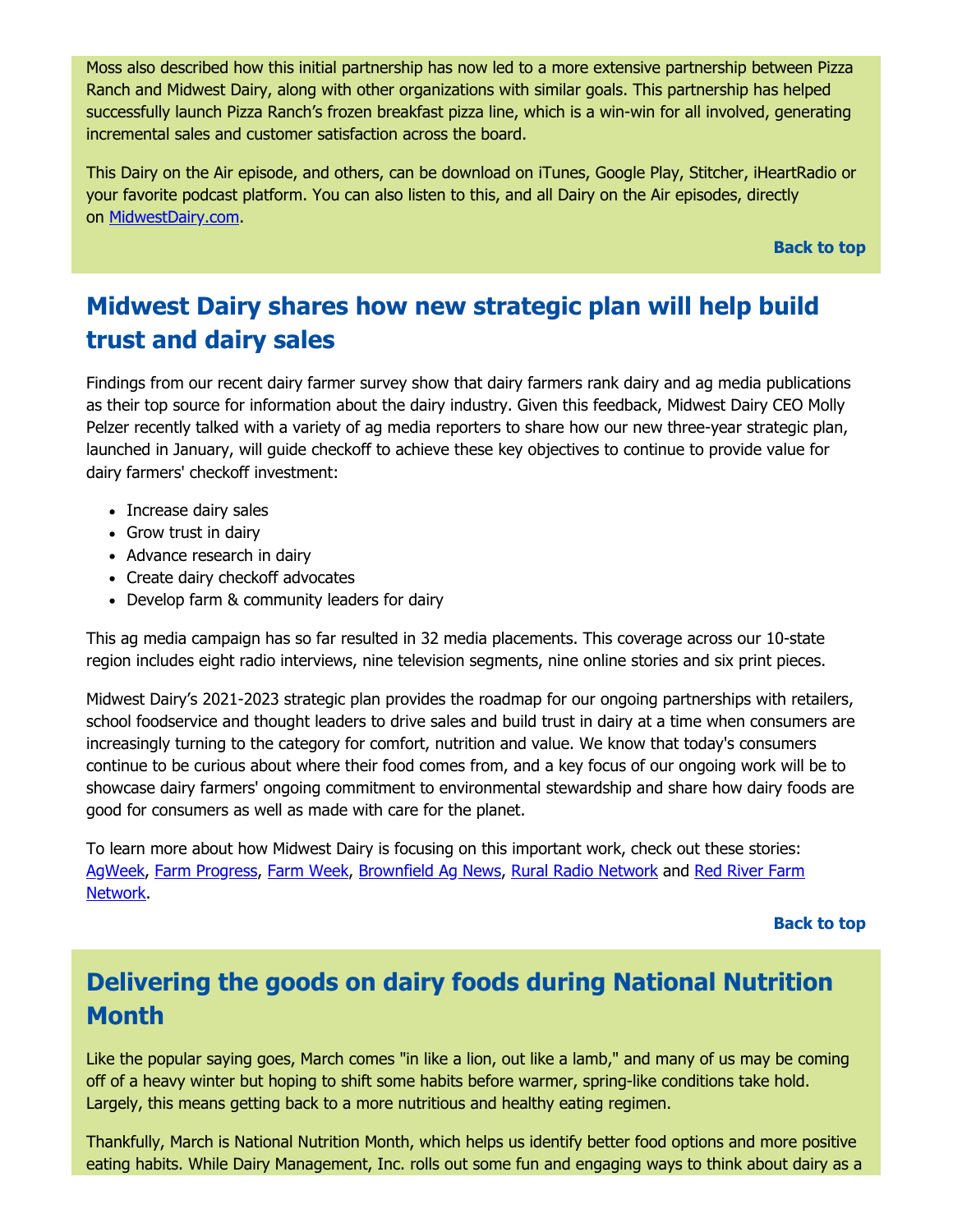Moss also described how this initial partnership has now led to a more extensive partnership between Pizza Ranch and Midwest Dairy, along with other organizations with similar goals. This partnership has helped successfully launch Pizza Ranch's frozen breakfast pizza line, which is a win-win for all involved, generating incremental sales and customer satisfaction across the board.

This Dairy on the Air episode, and others, can be download on iTunes, Google Play, Stitcher, iHeartRadio or your favorite podcast platform. You can also listen to this, and all Dairy on the Air episodes, directly on [MidwestDairy.com](MidwestDairy.com).

**Back to top**

## Midwest Dairy shares how new strategic plan will help build trust and dairy sales

Findings from our recent dairy farmer survey show that dairy farmers rank dairy and ag media publications as their top source for information about the dairy industry. Given this feedback, Midwest Dairy CEO Molly Pelzer recently talked with a variety of ag media reporters to share how our new three-year strategic plan, launched in January, will guide checkoff to achieve these key objectives to continue to provide value for dairy farmers' checkoff investment:

- Increase dairy sales
- Grow trust in dairy
- Advance research in dairy
- Create dairy checkoff advocates
- Develop farm & community leaders for dairy

This ag media campaign has so far resulted in 32 media placements. This coverage across our 10-state region includes eight radio interviews, nine television segments, nine online stories and six print pieces.

Midwest Dairy's 2021-2023 strategic plan provides the roadmap for our ongoing partnerships with retailers, school foodservice and thought leaders to drive sales and build trust in dairy at a time when consumers are increasingly turning to the category for comfort, nutrition and value. We know that today's consumers continue to be curious about where their food comes from, and a key focus of our ongoing work will be to showcase dairy farmers' ongoing commitment to environmental stewardship and share how dairy foods are good for consumers as well as made with care for the planet.

To learn more about how Midwest Dairy is focusing on this important work, check out these stories: AgWeek, Farm Progress, Farm Week, Brownfield Ag News, Rural Radio Network and Red River Farm Network.

**Back to top**

## Delivering the goods on dairy foods during National Nutrition Month

Like the popular saying goes, March comes "in like a lion, out like a lamb," and many of us may be coming off of a heavy winter but hoping to shift some habits before warmer, spring-like conditions take hold. Largely, this means getting back to a more nutritious and healthy eating regimen.

Thankfully, March is National Nutrition Month, which helps us identify better food options and more positive eating habits. While Dairy Management, Inc. rolls out some fun and engaging ways to think about dairy as a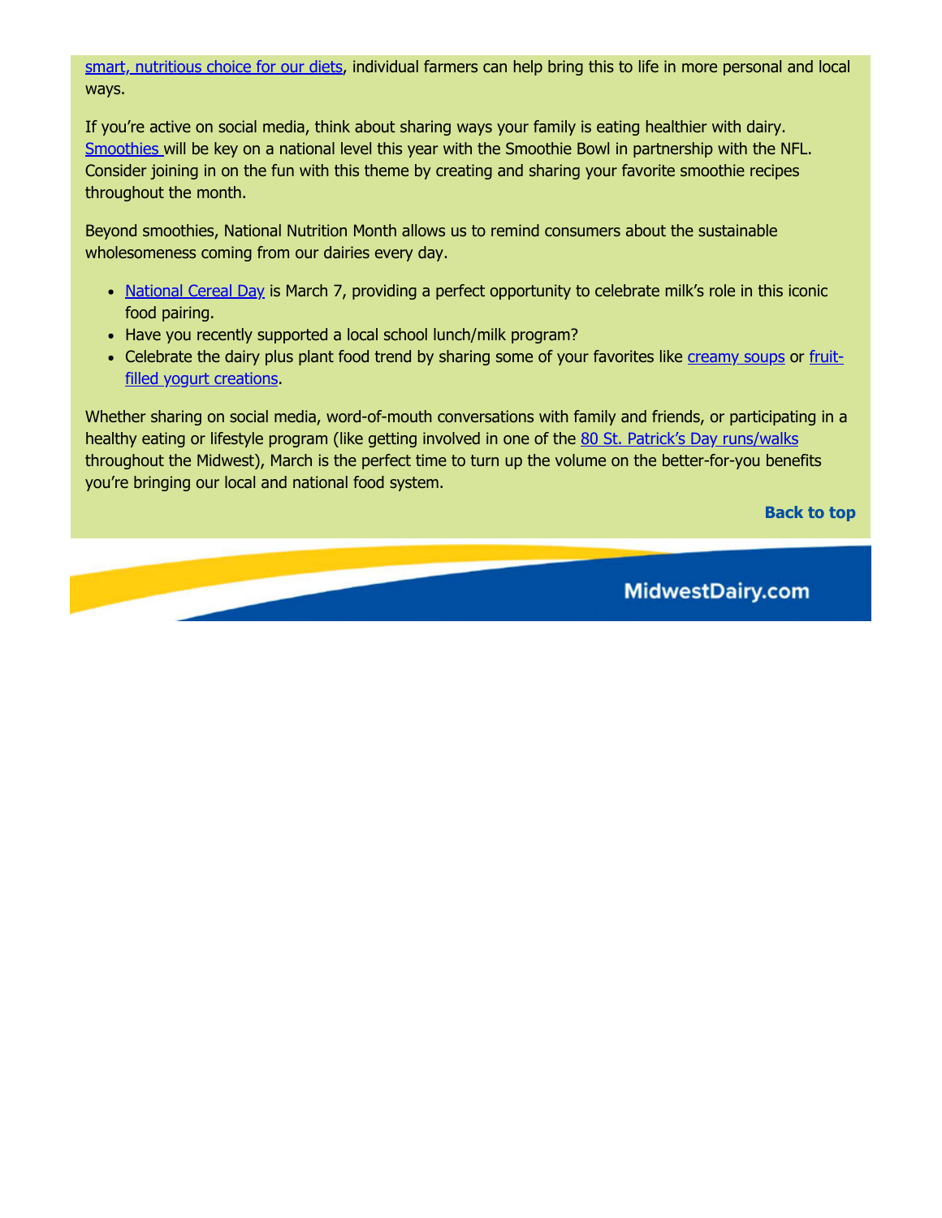smart, nutritious choice for our diets, individual farmers can help bring this to life in more personal and local ways.

If you're active on social media, think about sharing ways your family is eating healthier with dairy. Smoothies will be key on a national level this year with the Smoothie Bowl in partnership with the NFL. Consider joining in on the fun with this theme by creating and sharing your favorite smoothie recipes throughout the month.

Beyond smoothies, National Nutrition Month allows us to remind consumers about the sustainable wholesomeness coming from our dairies every day.

- National Cereal Day is March 7, providing a perfect opportunity to celebrate milk's role in this iconic food pairing.
- Have you recently supported a local school lunch/milk program?
- Celebrate the dairy plus plant food trend by sharing some of your favorites like creamy soups or fruit-filled yogurt creations.

Whether sharing on social media, word-of-mouth conversations with family and friends, or participating in a healthy eating or lifestyle program (like getting involved in one of the 80 St. Patrick's Day runs/walks throughout the Midwest), March is the perfect time to turn up the volume on the better-for-you benefits you're bringing our local and national food system.

**Back to top**

MidwestDairy.com